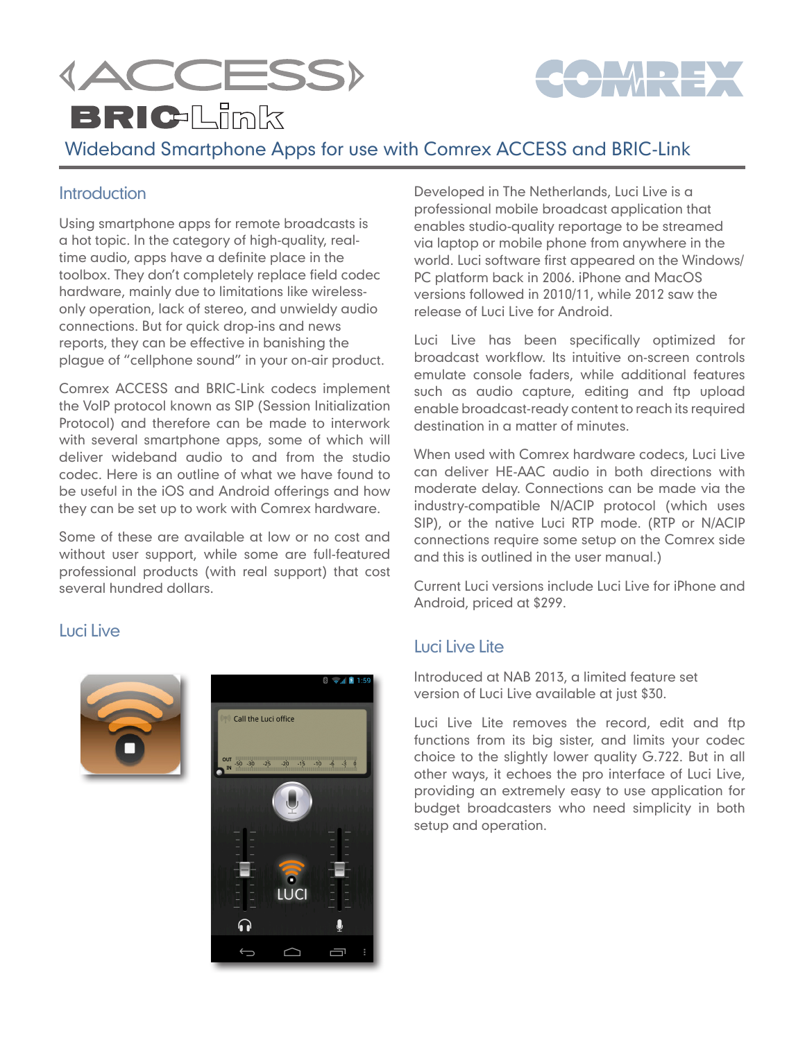# ACCESS BRIC-Link

## Wideband Smartphone Apps for use with Comrex ACCESS and BRIC-Link

### Introduction

Using smartphone apps for remote broadcasts is a hot topic. In the category of high-quality, real-time audio, apps have a definite place in the toolbox. They don't completely replace field codec hardware, mainly due to limitations like wireless-only operation, lack of stereo, and unwieldy audio connections. But for quick drop-ins and news reports, they can be effective in banishing the plague of "cellphone sound" in your on-air product.

Comrex ACCESS and BRIC-Link codecs implement the VoIP protocol known as SIP (Session Initialization Protocol) and therefore can be made to interwork with several smartphone apps, some of which will deliver wideband audio to and from the studio codec. Here is an outline of what we have found to be useful in the iOS and Android offerings and how they can be set up to work with Comrex hardware.

Some of these are available at low or no cost and without user support, while some are full-featured professional products (with real support) that cost several hundred dollars.

### Luci Live

Developed in The Netherlands, Luci Live is a professional mobile broadcast application that enables studio-quality reportage to be streamed via laptop or mobile phone from anywhere in the world. Luci software first appeared on the Windows/PC platform back in 2006. iPhone and MacOS versions followed in 2010/11, while 2012 saw the release of Luci Live for Android.

Luci Live has been specifically optimized for broadcast workflow. Its intuitive on-screen controls emulate console faders, while additional features such as audio capture, editing and ftp upload enable broadcast-ready content to reach its required destination in a matter of minutes.

When used with Comrex hardware codecs, Luci Live can deliver HE-AAC audio in both directions with moderate delay. Connections can be made via the industry-compatible N/ACIP protocol (which uses SIP), or the native Luci RTP mode. (RTP or N/ACIP connections require some setup on the Comrex side and this is outlined in the user manual.)

Current Luci versions include Luci Live for iPhone and Android, priced at $299.

### Luci Live Lite

Introduced at NAB 2013, a limited feature set version of Luci Live available at just $30.

Luci Live Lite removes the record, edit and ftp functions from its big sister, and limits your codec choice to the slightly lower quality G.722. But in all other ways, it echoes the pro interface of Luci Live, providing an extremely easy to use application for budget broadcasters who need simplicity in both setup and operation.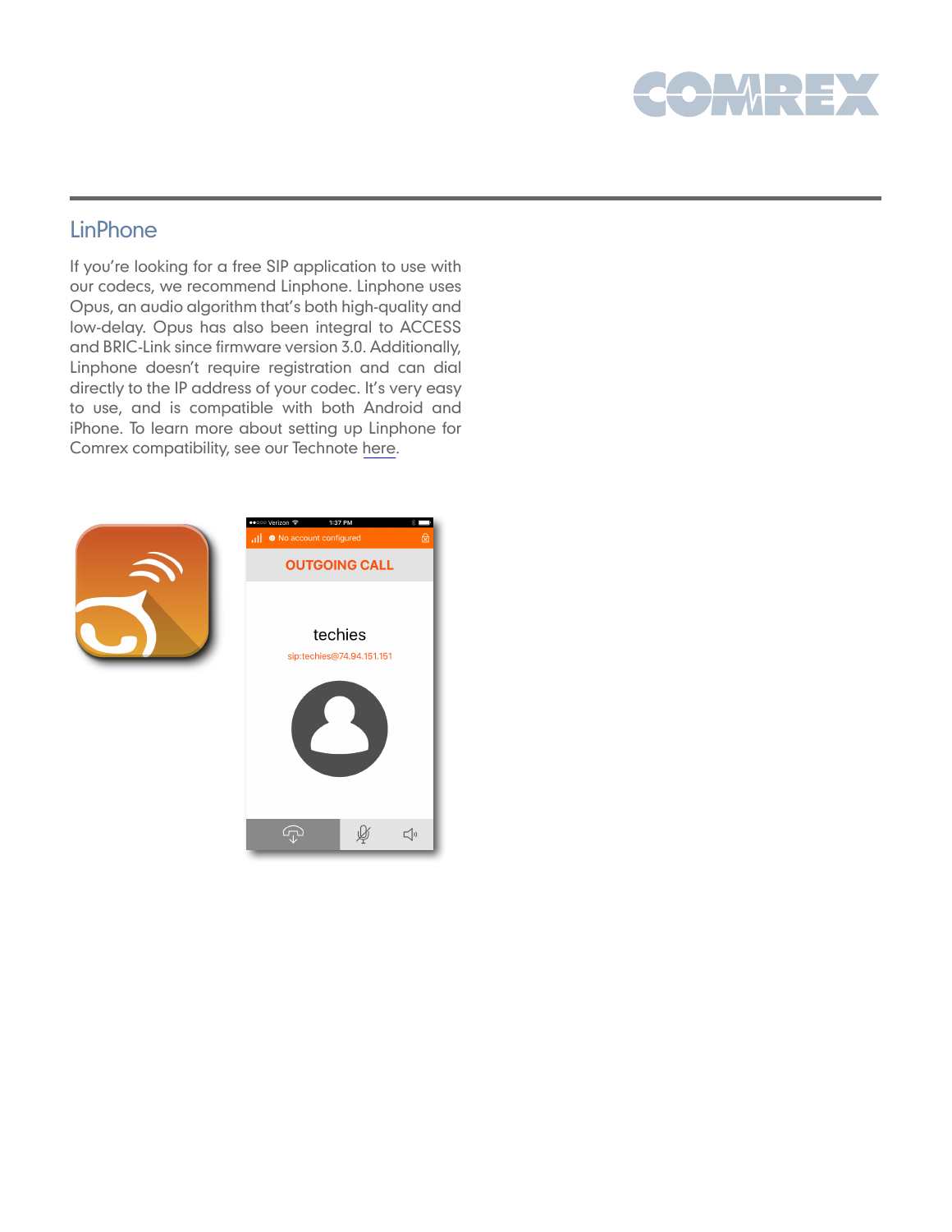## LinPhone

If you're looking for a free SIP application to use with our codecs, we recommend Linphone. Linphone uses Opus, an audio algorithm that's both high-quality and low-delay. Opus has also been integral to ACCESS and BRIC-Link since firmware version 3.0. Additionally, Linphone doesn't require registration and can dial directly to the IP address of your codec. It's very easy to use, and is compatible with both Android and iPhone. To learn more about setting up Linphone for Comrex compatibility, see our Technote here.